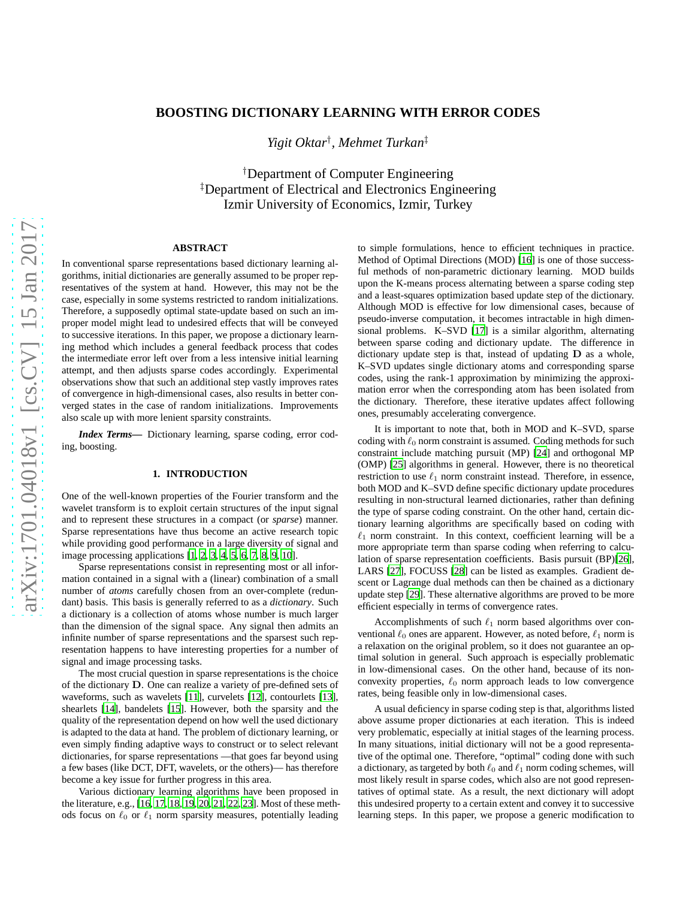# BOOSTING DICTIONARY LEARNING WITH ERROR CODES

*Yigit Oktar*[†], *Mehmet Turkan*[‡]

[†]Department of Computer Engineering
[‡]Department of Electrical and Electronics Engineering
Izmir University of Economics, Izmir, Turkey

## ABSTRACT

In conventional sparse representations based dictionary learning algorithms, initial dictionaries are generally assumed to be proper representatives of the system at hand. However, this may not be the case, especially in some systems restricted to random initializations. Therefore, a supposedly optimal state-update based on such an improper model might lead to undesired effects that will be conveyed to successive iterations. In this paper, we propose a dictionary learning method which includes a general feedback process that codes the intermediate error left over from a less intensive initial learning attempt, and then adjusts sparse codes accordingly. Experimental observations show that such an additional step vastly improves rates of convergence in high-dimensional cases, also results in better converged states in the case of random initializations. Improvements also scale up with more lenient sparsity constraints.

***Index Terms*—** Dictionary learning, sparse coding, error coding, boosting.

## 1. INTRODUCTION

One of the well-known properties of the Fourier transform and the wavelet transform is to exploit certain structures of the input signal and to represent these structures in a compact (or *sparse*) manner. Sparse representations have thus become an active research topic while providing good performance in a large diversity of signal and image processing applications [1, 2, 3, 4, 5, 6, 7, 8, 9, 10].

Sparse representations consist in representing most or all information contained in a signal with a (linear) combination of a small number of *atoms* carefully chosen from an over-complete (redundant) basis. This basis is generally referred to as a *dictionary*. Such a dictionary is a collection of atoms whose number is much larger than the dimension of the signal space. Any signal then admits an infinite number of sparse representations and the sparsest such representation happens to have interesting properties for a number of signal and image processing tasks.

The most crucial question in sparse representations is the choice of the dictionary $\mathbf{D}$. One can realize a variety of pre-defined sets of waveforms, such as wavelets [11], curvelets [12], contourlets [13], shearlets [14], bandelets [15]. However, both the sparsity and the quality of the representation depend on how well the used dictionary is adapted to the data at hand. The problem of dictionary learning, or even simply finding adaptive ways to construct or to select relevant dictionaries, for sparse representations —that goes far beyond using a few bases (like DCT, DFT, wavelets, or the others)— has therefore become a key issue for further progress in this area.

Various dictionary learning algorithms have been proposed in the literature, e.g., [16, 17, 18, 19, 20, 21, 22, 23]. Most of these methods focus on $\ell_0$ or $\ell_1$ norm sparsity measures, potentially leading to simple formulations, hence to efficient techniques in practice. Method of Optimal Directions (MOD) [16] is one of those successful methods of non-parametric dictionary learning. MOD builds upon the K-means process alternating between a sparse coding step and a least-squares optimization based update step of the dictionary. Although MOD is effective for low dimensional cases, because of pseudo-inverse computation, it becomes intractable in high dimensional problems. K–SVD [17] is a similar algorithm, alternating between sparse coding and dictionary update. The difference in dictionary update step is that, instead of updating $\mathbf{D}$ as a whole, K–SVD updates single dictionary atoms and corresponding sparse codes, using the rank-1 approximation by minimizing the approximation error when the corresponding atom has been isolated from the dictionary. Therefore, these iterative updates affect following ones, presumably accelerating convergence.

It is important to note that, both in MOD and K–SVD, sparse coding with $\ell_0$ norm constraint is assumed. Coding methods for such constraint include matching pursuit (MP) [24] and orthogonal MP (OMP) [25] algorithms in general. However, there is no theoretical restriction to use $\ell_1$ norm constraint instead. Therefore, in essence, both MOD and K–SVD define specific dictionary update procedures resulting in non-structural learned dictionaries, rather than defining the type of sparse coding constraint. On the other hand, certain dictionary learning algorithms are specifically based on coding with $\ell_1$ norm constraint. In this context, coefficient learning will be a more appropriate term than sparse coding when referring to calculation of sparse representation coefficients. Basis pursuit (BP)[26], LARS [27], FOCUSS [28] can be listed as examples. Gradient descent or Lagrange dual methods can then be chained as a dictionary update step [29]. These alternative algorithms are proved to be more efficient especially in terms of convergence rates.

Accomplishments of such $\ell_1$ norm based algorithms over conventional $\ell_0$ ones are apparent. However, as noted before, $\ell_1$ norm is a relaxation on the original problem, so it does not guarantee an optimal solution in general. Such approach is especially problematic in low-dimensional cases. On the other hand, because of its non-convexity properties, $\ell_0$ norm approach leads to low convergence rates, being feasible only in low-dimensional cases.

A usual deficiency in sparse coding step is that, algorithms listed above assume proper dictionaries at each iteration. This is indeed very problematic, especially at initial stages of the learning process. In many situations, initial dictionary will not be a good representative of the optimal one. Therefore, "optimal" coding done with such a dictionary, as targeted by both $\ell_0$ and $\ell_1$ norm coding schemes, will most likely result in sparse codes, which also are not good representatives of optimal state. As a result, the next dictionary will adopt this undesired property to a certain extent and convey it to successive learning steps. In this paper, we propose a generic modification to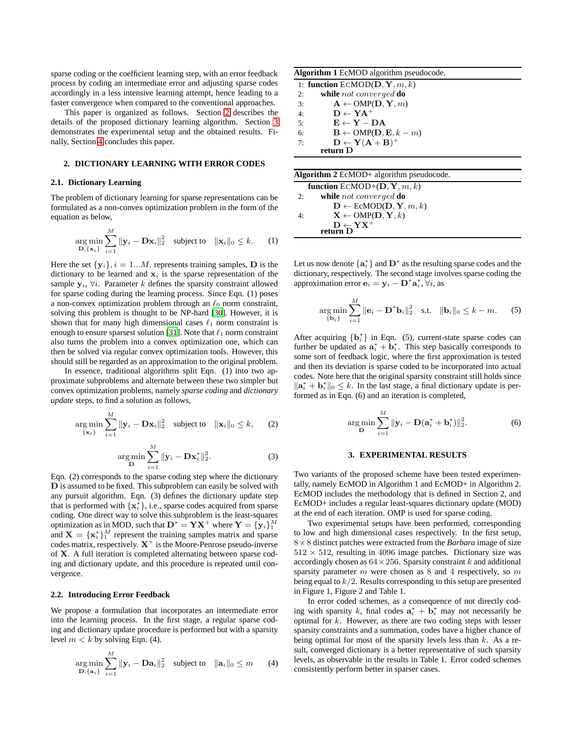sparse coding or the coefficient learning step, with an error feedback process by coding an intermediate error and adjusting sparse codes accordingly in a less intensive learning attempt, hence leading to a faster convergence when compared to the conventional approaches.

This paper is organized as follows. Section 2 describes the details of the proposed dictionary learning algorithm. Section 3 demonstrates the experimental setup and the obtained results. Finally, Section 4 concludes this paper.

## 2. DICTIONARY LEARNING WITH ERROR CODES

### 2.1. Dictionary Learning

The problem of dictionary learning for sparse representations can be formulated as a non-convex optimization problem in the form of the equation as below,

$$\underset{\mathbf{D},\{\mathbf{x}_i\}}{\arg\min} \sum_{i=1}^{M} \|\mathbf{y}_i - \mathbf{D}\mathbf{x}_i\|_2^2 \quad \text{subject to} \quad \|\mathbf{x}_i\|_0 \leq k. \tag{1}$$

Here the set $\{\mathbf{y}_i\}, i = 1...M$, represents training samples, $\mathbf{D}$ is the dictionary to be learned and $\mathbf{x}_i$ is the sparse representation of the sample $\mathbf{y}_i$, $\forall i$. Parameter $k$ defines the sparsity constraint allowed for sparse coding during the learning process. Since Eqn. (1) poses a non-convex optimization problem through an $\ell_0$ norm constraint, solving this problem is thought to be NP-hard [30]. However, it is shown that for many high dimensional cases $\ell_1$ norm constraint is enough to ensure sparsest solution [31]. Note that $\ell_1$ norm constraint also turns the problem into a convex optimization one, which can then be solved via regular convex optimization tools. However, this should still be regarded as an approximation to the original problem.

In essence, traditional algorithms split Eqn. (1) into two approximate subproblems and alternate between these two simpler but convex optimization problems, namely *sparse coding* and *dictionary update* steps, to find a solution as follows,

$$\underset{\{\mathbf{x}_i\}}{\arg\min} \sum_{i=1}^{M} \|\mathbf{y}_i - \mathbf{D}\mathbf{x}_i\|_2^2 \quad \text{subject to} \quad \|\mathbf{x}_i\|_0 \leq k, \tag{2}$$

$$\underset{\mathbf{D}}{\arg\min} \sum_{i=1}^{M} \|\mathbf{y}_i - \mathbf{D}\mathbf{x}_i^*\|_2^2. \tag{3}$$

Eqn. (2) corresponds to the sparse coding step where the dictionary $\mathbf{D}$ is assumed to be fixed. This subproblem can easily be solved with any pursuit algorithm. Eqn. (3) defines the dictionary update step that is performed with $\{\mathbf{x}_i^*\}$, i.e., sparse codes acquired from sparse coding. One direct way to solve this subproblem is the least-squares optimization as in MOD, such that $\mathbf{D}^* = \mathbf{Y}\mathbf{X}^+$ where $\mathbf{Y} = \{\mathbf{y}_i\}_1^M$ and $\mathbf{X} = \{\mathbf{x}_i^*\}_1^M$ represent the training samples matrix and sparse codes matrix, respectively. $\mathbf{X}^+$ is the Moore-Penrose pseudo-inverse of $\mathbf{X}$. A full iteration is completed alternating between sparse coding and dictionary update, and this procedure is repeated until convergence.

### 2.2. Introducing Error Feedback

We propose a formulation that incorporates an intermediate error into the learning process. In the first stage, a regular sparse coding and dictionary update procedure is performed but with a sparsity level $m < k$ by solving Eqn. (4).

$$\underset{\mathbf{D},\{\mathbf{a}_i\}}{\arg\min} \sum_{i=1}^{M} \|\mathbf{y}_i - \mathbf{D}\mathbf{a}_i\|_2^2 \quad \text{subject to} \quad \|\mathbf{a}_i\|_0 \leq m \tag{4}$$

**Algorithm 1** EcMOD algorithm pseudocode.

```
1: function ECMOD(D, Y, m, k)
2:     while not converged do
3:         A ← OMP(D, Y, m)
4:         D ← YA⁺
5:         E ← Y − DA
6:         B ← OMP(D, E, k − m)
7:         D ← Y(A + B)⁺
       return D
```

**Algorithm 2** EcMOD+ algorithm pseudocode.

```
   function ECMOD+(D, Y, m, k)
2:     while not converged do
           D ← EcMOD(D, Y, m, k)
4:         X ← OMP(D, Y, k)
           D ← YX⁺
       return D
```

Let us now denote $\{\mathbf{a}_i^*\}$ and $\mathbf{D}^*$ as the resulting sparse codes and the dictionary, respectively. The second stage involves sparse coding the approximation error $\mathbf{e}_i = \mathbf{y}_i - \mathbf{D}^*\mathbf{a}_i^*$, $\forall i$, as

$$\underset{\{\mathbf{b}_i\}}{\arg\min} \sum_{i=1}^{M} \|\mathbf{e}_i - \mathbf{D}^*\mathbf{b}_i\|_2^2 \quad \text{s.t.} \quad \|\mathbf{b}_i\|_0 \leq k - m. \tag{5}$$

After acquiring $\{\mathbf{b}_i^*\}$ in Eqn. (5), current-state sparse codes can further be updated as $\mathbf{a}_i^* + \mathbf{b}_i^*$. This step basically corresponds to some sort of feedback logic, where the first approximation is tested and then its deviation is sparse coded to be incorporated into actual codes. Note here that the original sparsity constraint still holds since $\|\mathbf{a}_i^* + \mathbf{b}_i^*\|_0 \leq k$. In the last stage, a final dictionary update is performed as in Eqn. (6) and an iteration is completed,

$$\underset{\mathbf{D}}{\arg\min} \sum_{i=1}^{M} \|\mathbf{y}_i - \mathbf{D}(\mathbf{a}_i^* + \mathbf{b}_i^*)\|_2^2. \tag{6}$$

## 3. EXPERIMENTAL RESULTS

Two variants of the proposed scheme have been tested experimentally, namely EcMOD in Algorithm 1 and EcMOD+ in Algorithm 2. EcMOD includes the methodology that is defined in Section 2, and EcMOD+ includes a regular least-squares dictionary update (MOD) at the end of each iteration. OMP is used for sparse coding.

Two experimental setups have been performed, corresponding to low and high dimensional cases respectively. In the first setup, $8 \times 8$ distinct patches were extracted from the *Barbara* image of size $512 \times 512$, resulting in $4096$ image patches. Dictionary size was accordingly chosen as $64 \times 256$. Sparsity constraint $k$ and additional sparsity parameter $m$ were chosen as $8$ and $4$ respectively, so $m$ being equal to $k/2$. Results corresponding to this setup are presented in Figure 1, Figure 2 and Table 1.

In error coded schemes, as a consequence of not directly coding with sparsity $k$, final codes $\mathbf{a}_i^* + \mathbf{b}_i^*$ may not necessarily be optimal for $k$. However, as there are two coding steps with lesser sparsity constraints and a summation, codes have a higher chance of being optimal for most of the sparsity levels less than $k$. As a result, converged dictionary is a better representative of such sparsity levels, as observable in the results in Table 1. Error coded schemes consistently perform better in sparser cases.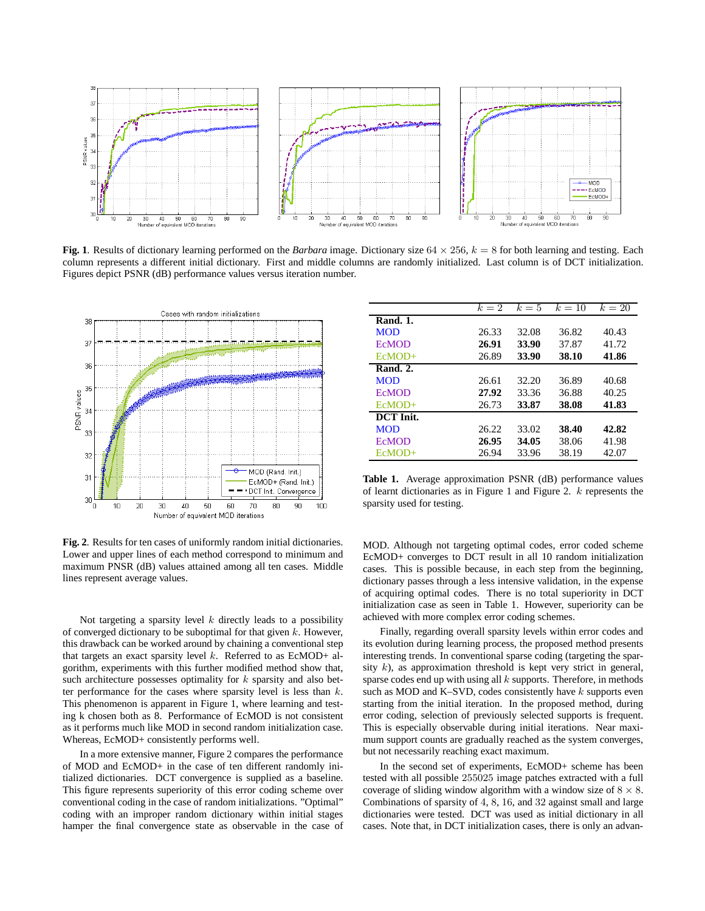**Fig. 1**. Results of dictionary learning performed on the *Barbara* image. Dictionary size $64 \times 256$, $k = 8$ for both learning and testing. Each column represents a different initial dictionary. First and middle columns are randomly initialized. Last column is of DCT initialization. Figures depict PSNR (dB) performance values versus iteration number.

**Fig. 2**. Results for ten cases of uniformly random initial dictionaries. Lower and upper lines of each method correspond to minimum and maximum PNSR (dB) values attained among all ten cases. Middle lines represent average values.

| | $k = 2$ | $k = 5$ | $k = 10$ | $k = 20$ |
|---|---|---|---|---|
| **Rand. 1.** | | | | |
| MOD | 26.33 | 32.08 | 36.82 | 40.43 |
| EcMOD | **26.91** | **33.90** | 37.87 | 41.72 |
| EcMOD+ | 26.89 | **33.90** | **38.10** | **41.86** |
| **Rand. 2.** | | | | |
| MOD | 26.61 | 32.20 | 36.89 | 40.68 |
| EcMOD | **27.92** | 33.36 | 36.88 | 40.25 |
| EcMOD+ | 26.73 | **33.87** | **38.08** | **41.83** |
| **DCT Init.** | | | | |
| MOD | 26.22 | 33.02 | **38.40** | **42.82** |
| EcMOD | **26.95** | **34.05** | 38.06 | 41.98 |
| EcMOD+ | 26.94 | 33.96 | 38.19 | 42.07 |

**Table 1.** Average approximation PSNR (dB) performance values of learnt dictionaries as in Figure 1 and Figure 2. $k$ represents the sparsity used for testing.

Not targeting a sparsity level $k$ directly leads to a possibility of converged dictionary to be suboptimal for that given $k$. However, this drawback can be worked around by chaining a conventional step that targets an exact sparsity level $k$. Referred to as EcMOD+ algorithm, experiments with this further modified method show that, such architecture possesses optimality for $k$ sparsity and also better performance for the cases where sparsity level is less than $k$. This phenomenon is apparent in Figure 1, where learning and testing k chosen both as 8. Performance of EcMOD is not consistent as it performs much like MOD in second random initialization case. Whereas, EcMOD+ consistently performs well.

In a more extensive manner, Figure 2 compares the performance of MOD and EcMOD+ in the case of ten different randomly initialized dictionaries. DCT convergence is supplied as a baseline. This figure represents superiority of this error coding scheme over conventional coding in the case of random initializations. "Optimal" coding with an improper random dictionary within initial stages hamper the final convergence state as observable in the case of MOD. Although not targeting optimal codes, error coded scheme EcMOD+ converges to DCT result in all 10 random initialization cases. This is possible because, in each step from the beginning, dictionary passes through a less intensive validation, in the expense of acquiring optimal codes. There is no total superiority in DCT initialization case as seen in Table 1. However, superiority can be achieved with more complex error coding schemes.

Finally, regarding overall sparsity levels within error codes and its evolution during learning process, the proposed method presents interesting trends. In conventional sparse coding (targeting the sparsity $k$), as approximation threshold is kept very strict in general, sparse codes end up with using all $k$ supports. Therefore, in methods such as MOD and K–SVD, codes consistently have $k$ supports even starting from the initial iteration. In the proposed method, during error coding, selection of previously selected supports is frequent. This is especially observable during initial iterations. Near maximum support counts are gradually reached as the system converges, but not necessarily reaching exact maximum.

In the second set of experiments, EcMOD+ scheme has been tested with all possible 255025 image patches extracted with a full coverage of sliding window algorithm with a window size of $8 \times 8$. Combinations of sparsity of 4, 8, 16, and 32 against small and large dictionaries were tested. DCT was used as initial dictionary in all cases. Note that, in DCT initialization cases, there is only an advan-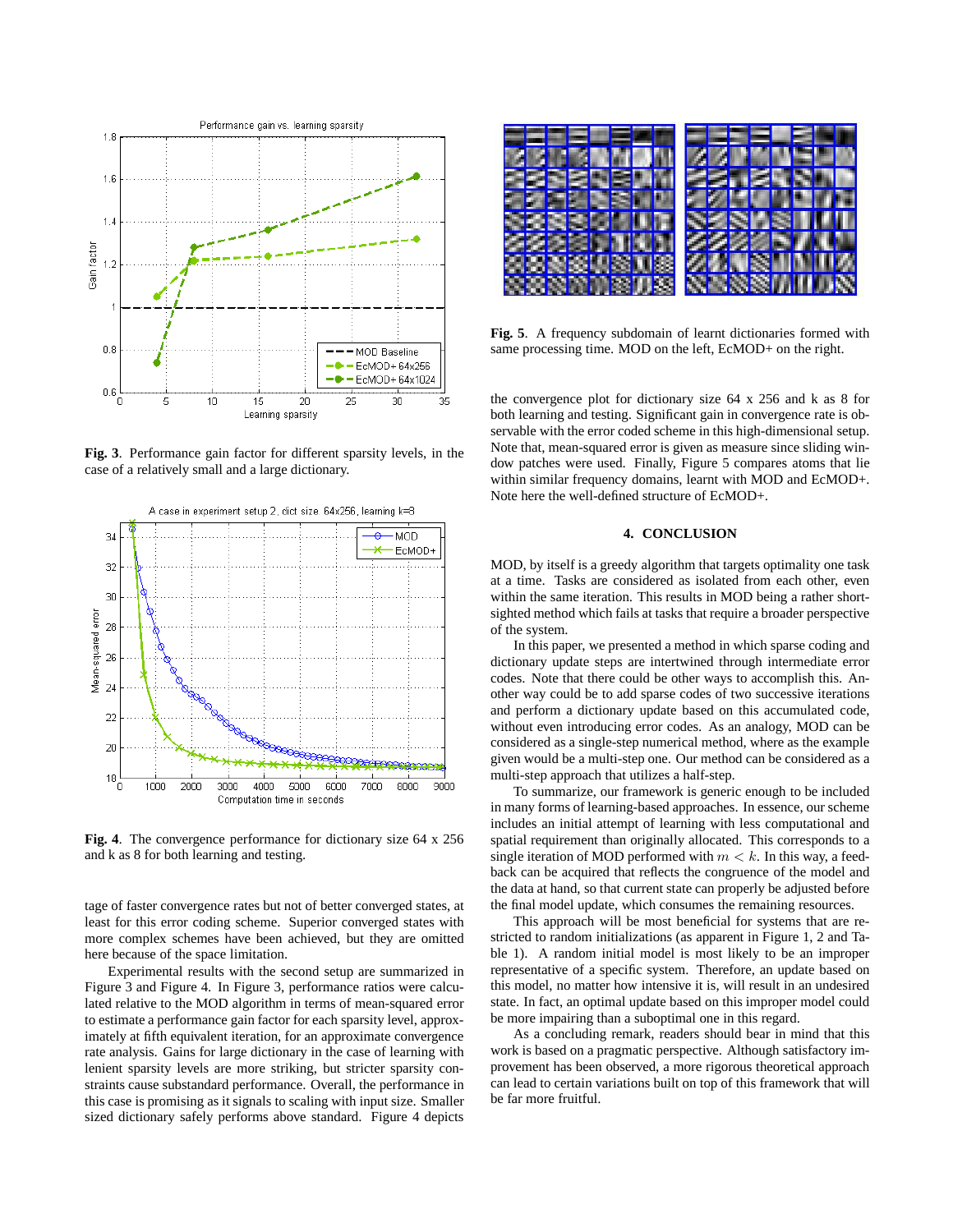**Fig. 3**. Performance gain factor for different sparsity levels, in the case of a relatively small and a large dictionary.

**Fig. 4**. The convergence performance for dictionary size 64 x 256 and k as 8 for both learning and testing.

tage of faster convergence rates but not of better converged states, at least for this error coding scheme. Superior converged states with more complex schemes have been achieved, but they are omitted here because of the space limitation.

Experimental results with the second setup are summarized in Figure 3 and Figure 4. In Figure 3, performance ratios were calculated relative to the MOD algorithm in terms of mean-squared error to estimate a performance gain factor for each sparsity level, approximately at fifth equivalent iteration, for an approximate convergence rate analysis. Gains for large dictionary in the case of learning with lenient sparsity levels are more striking, but stricter sparsity constraints cause substandard performance. Overall, the performance in this case is promising as it signals to scaling with input size. Smaller sized dictionary safely performs above standard. Figure 4 depicts the convergence plot for dictionary size 64 x 256 and k as 8 for both learning and testing. Significant gain in convergence rate is observable with the error coded scheme in this high-dimensional setup. Note that, mean-squared error is given as measure since sliding window patches were used. Finally, Figure 5 compares atoms that lie within similar frequency domains, learnt with MOD and EcMOD+. Note here the well-defined structure of EcMOD+.

**Fig. 5**. A frequency subdomain of learnt dictionaries formed with same processing time. MOD on the left, EcMOD+ on the right.

## 4. CONCLUSION

MOD, by itself is a greedy algorithm that targets optimality one task at a time. Tasks are considered as isolated from each other, even within the same iteration. This results in MOD being a rather short-sighted method which fails at tasks that require a broader perspective of the system.

In this paper, we presented a method in which sparse coding and dictionary update steps are intertwined through intermediate error codes. Note that there could be other ways to accomplish this. Another way could be to add sparse codes of two successive iterations and perform a dictionary update based on this accumulated code, without even introducing error codes. As an analogy, MOD can be considered as a single-step numerical method, where as the example given would be a multi-step one. Our method can be considered as a multi-step approach that utilizes a half-step.

To summarize, our framework is generic enough to be included in many forms of learning-based approaches. In essence, our scheme includes an initial attempt of learning with less computational and spatial requirement than originally allocated. This corresponds to a single iteration of MOD performed with $m < k$. In this way, a feedback can be acquired that reflects the congruence of the model and the data at hand, so that current state can properly be adjusted before the final model update, which consumes the remaining resources.

This approach will be most beneficial for systems that are restricted to random initializations (as apparent in Figure 1, 2 and Table 1). A random initial model is most likely to be an improper representative of a specific system. Therefore, an update based on this model, no matter how intensive it is, will result in an undesired state. In fact, an optimal update based on this improper model could be more impairing than a suboptimal one in this regard.

As a concluding remark, readers should bear in mind that this work is based on a pragmatic perspective. Although satisfactory improvement has been observed, a more rigorous theoretical approach can lead to certain variations built on top of this framework that will be far more fruitful.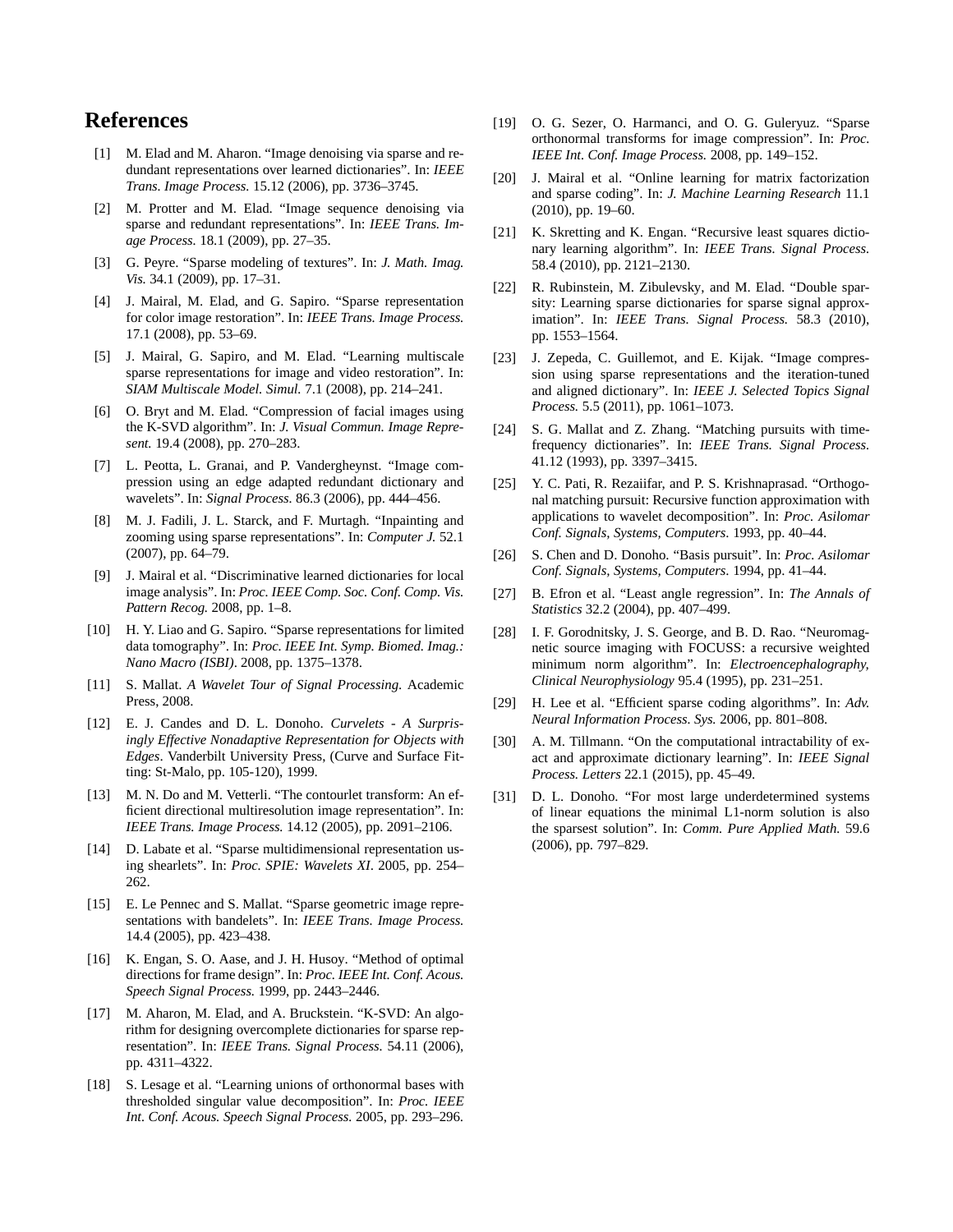# References

[1] M. Elad and M. Aharon. "Image denoising via sparse and redundant representations over learned dictionaries". In: *IEEE Trans. Image Process.* 15.12 (2006), pp. 3736–3745.

[2] M. Protter and M. Elad. "Image sequence denoising via sparse and redundant representations". In: *IEEE Trans. Image Process.* 18.1 (2009), pp. 27–35.

[3] G. Peyre. "Sparse modeling of textures". In: *J. Math. Imag. Vis.* 34.1 (2009), pp. 17–31.

[4] J. Mairal, M. Elad, and G. Sapiro. "Sparse representation for color image restoration". In: *IEEE Trans. Image Process.* 17.1 (2008), pp. 53–69.

[5] J. Mairal, G. Sapiro, and M. Elad. "Learning multiscale sparse representations for image and video restoration". In: *SIAM Multiscale Model. Simul.* 7.1 (2008), pp. 214–241.

[6] O. Bryt and M. Elad. "Compression of facial images using the K-SVD algorithm". In: *J. Visual Commun. Image Represent.* 19.4 (2008), pp. 270–283.

[7] L. Peotta, L. Granai, and P. Vandergheynst. "Image compression using an edge adapted redundant dictionary and wavelets". In: *Signal Process.* 86.3 (2006), pp. 444–456.

[8] M. J. Fadili, J. L. Starck, and F. Murtagh. "Inpainting and zooming using sparse representations". In: *Computer J.* 52.1 (2007), pp. 64–79.

[9] J. Mairal et al. "Discriminative learned dictionaries for local image analysis". In: *Proc. IEEE Comp. Soc. Conf. Comp. Vis. Pattern Recog.* 2008, pp. 1–8.

[10] H. Y. Liao and G. Sapiro. "Sparse representations for limited data tomography". In: *Proc. IEEE Int. Symp. Biomed. Imag.: Nano Macro (ISBI)*. 2008, pp. 1375–1378.

[11] S. Mallat. *A Wavelet Tour of Signal Processing*. Academic Press, 2008.

[12] E. J. Candes and D. L. Donoho. *Curvelets - A Surprisingly Effective Nonadaptive Representation for Objects with Edges*. Vanderbilt University Press, (Curve and Surface Fitting: St-Malo, pp. 105-120), 1999.

[13] M. N. Do and M. Vetterli. "The contourlet transform: An efficient directional multiresolution image representation". In: *IEEE Trans. Image Process.* 14.12 (2005), pp. 2091–2106.

[14] D. Labate et al. "Sparse multidimensional representation using shearlets". In: *Proc. SPIE: Wavelets XI*. 2005, pp. 254–262.

[15] E. Le Pennec and S. Mallat. "Sparse geometric image representations with bandelets". In: *IEEE Trans. Image Process.* 14.4 (2005), pp. 423–438.

[16] K. Engan, S. O. Aase, and J. H. Husoy. "Method of optimal directions for frame design". In: *Proc. IEEE Int. Conf. Acous. Speech Signal Process.* 1999, pp. 2443–2446.

[17] M. Aharon, M. Elad, and A. Bruckstein. "K-SVD: An algorithm for designing overcomplete dictionaries for sparse representation". In: *IEEE Trans. Signal Process.* 54.11 (2006), pp. 4311–4322.

[18] S. Lesage et al. "Learning unions of orthonormal bases with thresholded singular value decomposition". In: *Proc. IEEE Int. Conf. Acous. Speech Signal Process.* 2005, pp. 293–296.

[19] O. G. Sezer, O. Harmanci, and O. G. Guleryuz. "Sparse orthonormal transforms for image compression". In: *Proc. IEEE Int. Conf. Image Process.* 2008, pp. 149–152.

[20] J. Mairal et al. "Online learning for matrix factorization and sparse coding". In: *J. Machine Learning Research* 11.1 (2010), pp. 19–60.

[21] K. Skretting and K. Engan. "Recursive least squares dictionary learning algorithm". In: *IEEE Trans. Signal Process.* 58.4 (2010), pp. 2121–2130.

[22] R. Rubinstein, M. Zibulevsky, and M. Elad. "Double sparsity: Learning sparse dictionaries for sparse signal approximation". In: *IEEE Trans. Signal Process.* 58.3 (2010), pp. 1553–1564.

[23] J. Zepeda, C. Guillemot, and E. Kijak. "Image compression using sparse representations and the iteration-tuned and aligned dictionary". In: *IEEE J. Selected Topics Signal Process.* 5.5 (2011), pp. 1061–1073.

[24] S. G. Mallat and Z. Zhang. "Matching pursuits with time-frequency dictionaries". In: *IEEE Trans. Signal Process.* 41.12 (1993), pp. 3397–3415.

[25] Y. C. Pati, R. Rezaiifar, and P. S. Krishnaprasad. "Orthogonal matching pursuit: Recursive function approximation with applications to wavelet decomposition". In: *Proc. Asilomar Conf. Signals, Systems, Computers*. 1993, pp. 40–44.

[26] S. Chen and D. Donoho. "Basis pursuit". In: *Proc. Asilomar Conf. Signals, Systems, Computers*. 1994, pp. 41–44.

[27] B. Efron et al. "Least angle regression". In: *The Annals of Statistics* 32.2 (2004), pp. 407–499.

[28] I. F. Gorodnitsky, J. S. George, and B. D. Rao. "Neuromagnetic source imaging with FOCUSS: a recursive weighted minimum norm algorithm". In: *Electroencephalography, Clinical Neurophysiology* 95.4 (1995), pp. 231–251.

[29] H. Lee et al. "Efficient sparse coding algorithms". In: *Adv. Neural Information Process. Sys.* 2006, pp. 801–808.

[30] A. M. Tillmann. "On the computational intractability of exact and approximate dictionary learning". In: *IEEE Signal Process. Letters* 22.1 (2015), pp. 45–49.

[31] D. L. Donoho. "For most large underdetermined systems of linear equations the minimal L1-norm solution is also the sparsest solution". In: *Comm. Pure Applied Math.* 59.6 (2006), pp. 797–829.